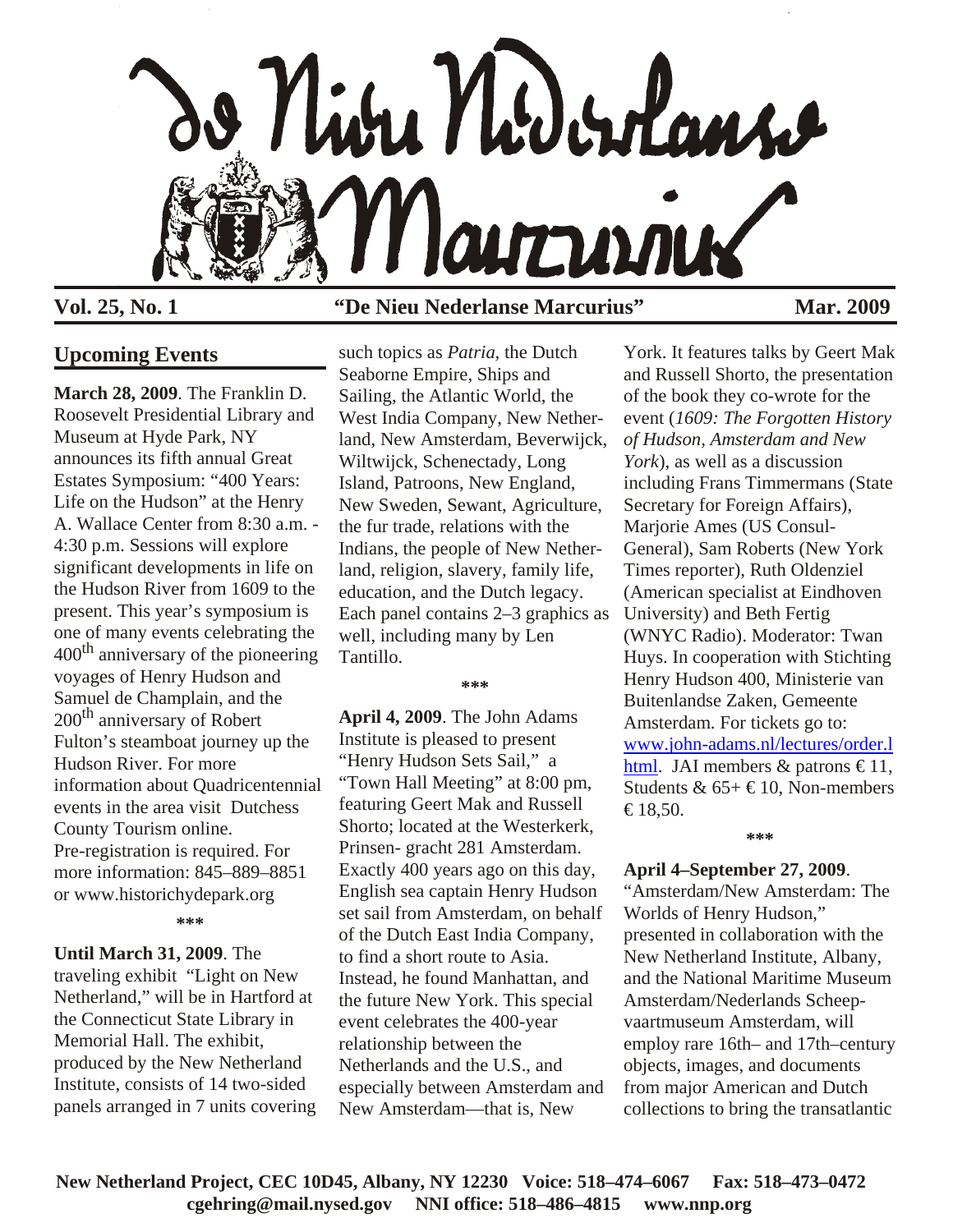# De Nieu Nederlanse Marcurius

**Vol. 25, No. 1** **"De Nieu Nederlanse Marcurius"** **Mar. 2009**

## Upcoming Events

**March 28, 2009**. The Franklin D. Roosevelt Presidential Library and Museum at Hyde Park, NY announces its fifth annual Great Estates Symposium: "400 Years: Life on the Hudson" at the Henry A. Wallace Center from 8:30 a.m. - 4:30 p.m. Sessions will explore significant developments in life on the Hudson River from 1609 to the present. This year's symposium is one of many events celebrating the 400th anniversary of the pioneering voyages of Henry Hudson and Samuel de Champlain, and the 200th anniversary of Robert Fulton's steamboat journey up the Hudson River. For more information about Quadricentennial events in the area visit Dutchess County Tourism online. Pre-registration is required. For more information: 845–889–8851 or www.historichydepark.org

***

**Until March 31, 2009**. The traveling exhibit "Light on New Netherland," will be in Hartford at the Connecticut State Library in Memorial Hall. The exhibit, produced by the New Netherland Institute, consists of 14 two-sided panels arranged in 7 units covering such topics as *Patria*, the Dutch Seaborne Empire, Ships and Sailing, the Atlantic World, the West India Company, New Netherland, New Amsterdam, Beverwijck, Wiltwijck, Schenectady, Long Island, Patroons, New England, New Sweden, Sewant, Agriculture, the fur trade, relations with the Indians, the people of New Netherland, religion, slavery, family life, education, and the Dutch legacy. Each panel contains 2–3 graphics as well, including many by Len Tantillo.

***

**April 4, 2009**. The John Adams Institute is pleased to present "Henry Hudson Sets Sail," a "Town Hall Meeting" at 8:00 pm, featuring Geert Mak and Russell Shorto; located at the Westerkerk, Prinsen- gracht 281 Amsterdam. Exactly 400 years ago on this day, English sea captain Henry Hudson set sail from Amsterdam, on behalf of the Dutch East India Company, to find a short route to Asia. Instead, he found Manhattan, and the future New York. This special event celebrates the 400-year relationship between the Netherlands and the U.S., and especially between Amsterdam and New Amsterdam—that is, New York. It features talks by Geert Mak and Russell Shorto, the presentation of the book they co-wrote for the event (*1609: The Forgotten History of Hudson, Amsterdam and New York*), as well as a discussion including Frans Timmermans (State Secretary for Foreign Affairs), Marjorie Ames (US Consul-General), Sam Roberts (New York Times reporter), Ruth Oldenziel (American specialist at Eindhoven University) and Beth Fertig (WNYC Radio). Moderator: Twan Huys. In cooperation with Stichting Henry Hudson 400, Ministerie van Buitenlandse Zaken, Gemeente Amsterdam. For tickets go to: [www.john-adams.nl/lectures/order.html](www.john-adams.nl/lectures/order.html). JAI members & patrons € 11, Students & 65+ € 10, Non-members € 18,50.

***

**April 4–September 27, 2009**. "Amsterdam/New Amsterdam: The Worlds of Henry Hudson," presented in collaboration with the New Netherland Institute, Albany, and the National Maritime Museum Amsterdam/Nederlands Scheep- vaartmuseum Amsterdam, will employ rare 16th– and 17th–century objects, images, and documents from major American and Dutch collections to bring the transatlantic

**New Netherland Project, CEC 10D45, Albany, NY 12230 Voice: 518–474–6067 Fax: 518–473–0472 cgehring@mail.nysed.gov NNI office: 518–486–4815 www.nnp.org**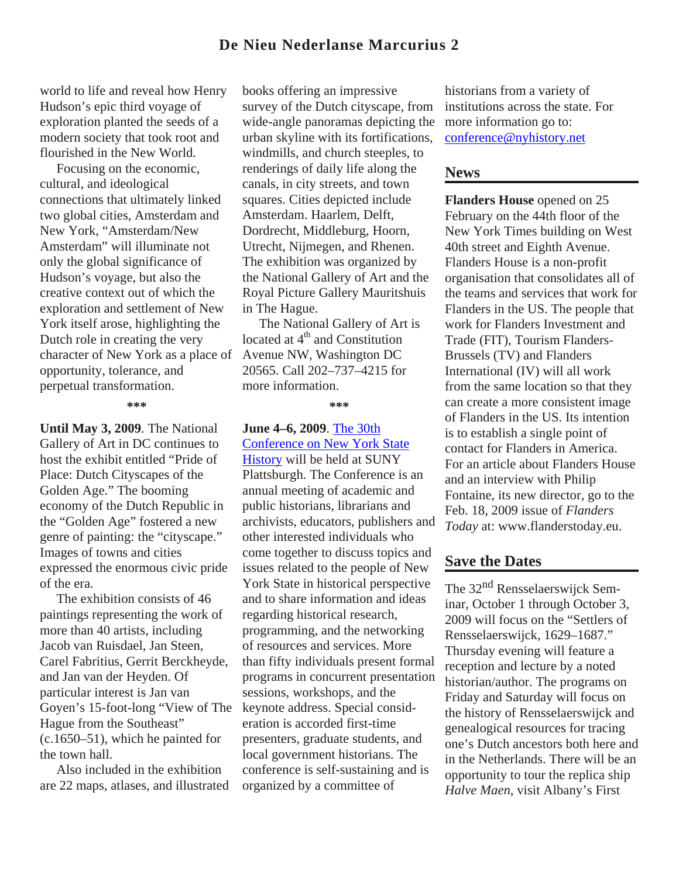world to life and reveal how Henry Hudson's epic third voyage of exploration planted the seeds of a modern society that took root and flourished in the New World.

Focusing on the economic, cultural, and ideological connections that ultimately linked two global cities, Amsterdam and New York, "Amsterdam/New Amsterdam" will illuminate not only the global significance of Hudson's voyage, but also the creative context out of which the exploration and settlement of New York itself arose, highlighting the Dutch role in creating the very character of New York as a place of opportunity, tolerance, and perpetual transformation.

***

**Until May 3, 2009**. The National Gallery of Art in DC continues to host the exhibit entitled "Pride of Place: Dutch Cityscapes of the Golden Age." The booming economy of the Dutch Republic in the "Golden Age" fostered a new genre of painting: the "cityscape." Images of towns and cities expressed the enormous civic pride of the era.

The exhibition consists of 46 paintings representing the work of more than 40 artists, including Jacob van Ruisdael, Jan Steen, Carel Fabritius, Gerrit Berckheyde, and Jan van der Heyden. Of particular interest is Jan van Goyen's 15-foot-long "View of The Hague from the Southeast" (c.1650–51), which he painted for the town hall.

Also included in the exhibition are 22 maps, atlases, and illustrated books offering an impressive survey of the Dutch cityscape, from wide-angle panoramas depicting the urban skyline with its fortifications, windmills, and church steeples, to renderings of daily life along the canals, in city streets, and town squares. Cities depicted include Amsterdam. Haarlem, Delft, Dordrecht, Middleburg, Hoorn, Utrecht, Nijmegen, and Rhenen. The exhibition was organized by the National Gallery of Art and the Royal Picture Gallery Mauritshuis in The Hague.

The National Gallery of Art is located at 4th and Constitution Avenue NW, Washington DC 20565. Call 202–737–4215 for more information.

***

**June 4–6, 2009**. The 30th Conference on New York State History will be held at SUNY Plattsburgh. The Conference is an annual meeting of academic and public historians, librarians and archivists, educators, publishers and other interested individuals who come together to discuss topics and issues related to the people of New York State in historical perspective and to share information and ideas regarding historical research, programming, and the networking of resources and services. More than fifty individuals present formal programs in concurrent presentation sessions, workshops, and the keynote address. Special consideration is accorded first-time presenters, graduate students, and local government historians. The conference is self-sustaining and is organized by a committee of historians from a variety of institutions across the state. For more information go to: conference@nyhistory.net

## News

**Flanders House** opened on 25 February on the 44th floor of the New York Times building on West 40th street and Eighth Avenue. Flanders House is a non-profit organisation that consolidates all of the teams and services that work for Flanders in the US. The people that work for Flanders Investment and Trade (FIT), Tourism Flanders-Brussels (TV) and Flanders International (IV) will all work from the same location so that they can create a more consistent image of Flanders in the US. Its intention is to establish a single point of contact for Flanders in America. For an article about Flanders House and an interview with Philip Fontaine, its new director, go to the Feb. 18, 2009 issue of *Flanders Today* at: www.flanderstoday.eu.

## Save the Dates

The 32nd Rensselaerswijck Seminar, October 1 through October 3, 2009 will focus on the "Settlers of Rensselaerswijck, 1629–1687." Thursday evening will feature a reception and lecture by a noted historian/author. The programs on Friday and Saturday will focus on the history of Rensselaerswijck and genealogical resources for tracing one's Dutch ancestors both here and in the Netherlands. There will be an opportunity to tour the replica ship *Halve Maen*, visit Albany's First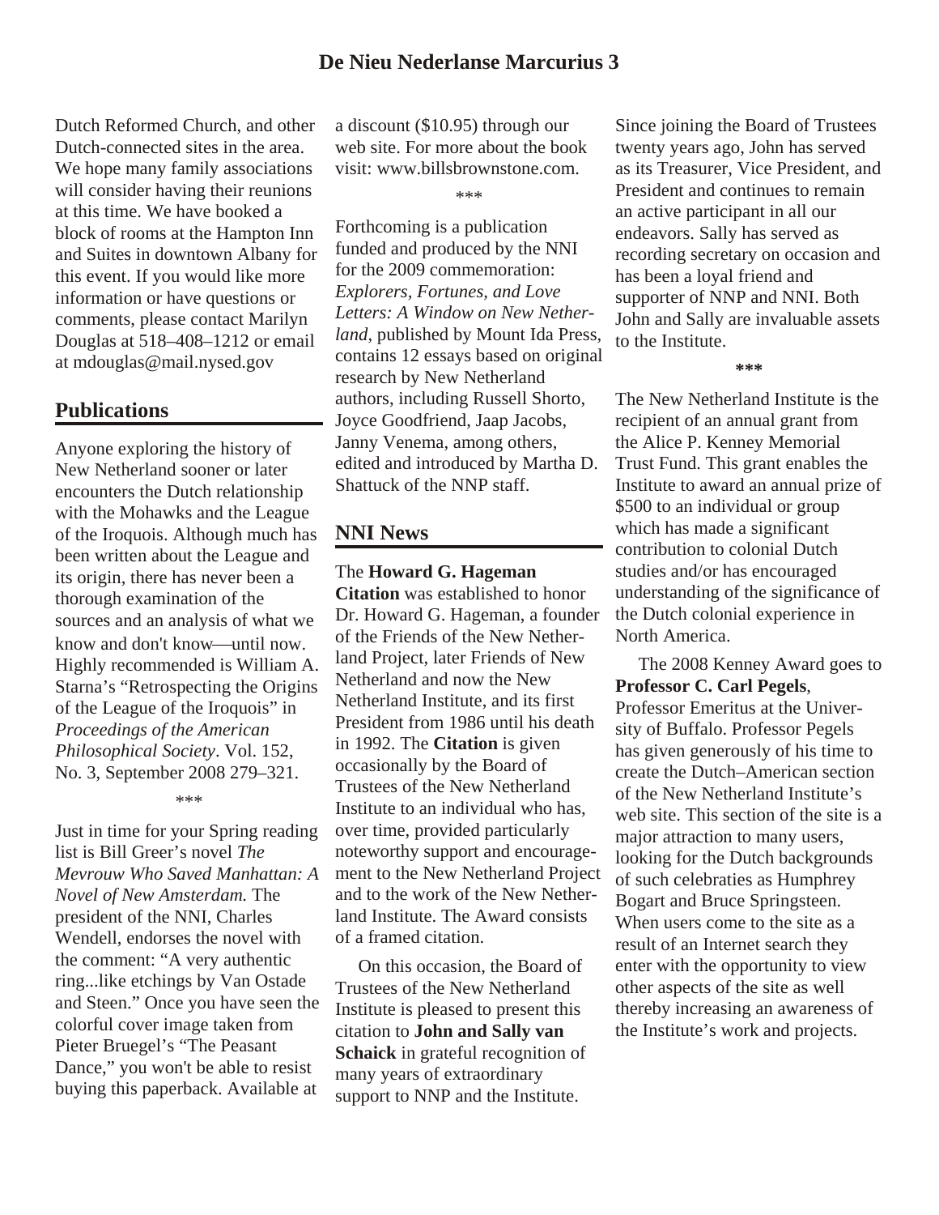Dutch Reformed Church, and other Dutch-connected sites in the area. We hope many family associations will consider having their reunions at this time. We have booked a block of rooms at the Hampton Inn and Suites in downtown Albany for this event. If you would like more information or have questions or comments, please contact Marilyn Douglas at 518–408–1212 or email at mdouglas@mail.nysed.gov

## Publications

Anyone exploring the history of New Netherland sooner or later encounters the Dutch relationship with the Mohawks and the League of the Iroquois. Although much has been written about the League and its origin, there has never been a thorough examination of the sources and an analysis of what we know and don't know—until now. Highly recommended is William A. Starna's "Retrospecting the Origins of the League of the Iroquois" in *Proceedings of the American Philosophical Society*. Vol. 152, No. 3, September 2008 279–321.

\*\*\*

Just in time for your Spring reading list is Bill Greer's novel *The Mevrouw Who Saved Manhattan: A Novel of New Amsterdam.* The president of the NNI, Charles Wendell, endorses the novel with the comment: "A very authentic ring...like etchings by Van Ostade and Steen." Once you have seen the colorful cover image taken from Pieter Bruegel's "The Peasant Dance," you won't be able to resist buying this paperback. Available at a discount ($10.95) through our web site. For more about the book visit: www.billsbrownstone.com.

\*\*\*

Forthcoming is a publication funded and produced by the NNI for the 2009 commemoration: *Explorers, Fortunes, and Love Letters: A Window on New Netherland*, published by Mount Ida Press, contains 12 essays based on original research by New Netherland authors, including Russell Shorto, Joyce Goodfriend, Jaap Jacobs, Janny Venema, among others, edited and introduced by Martha D. Shattuck of the NNP staff.

## NNI News

The **Howard G. Hageman Citation** was established to honor Dr. Howard G. Hageman, a founder of the Friends of the New Netherland Project, later Friends of New Netherland and now the New Netherland Institute, and its first President from 1986 until his death in 1992. The **Citation** is given occasionally by the Board of Trustees of the New Netherland Institute to an individual who has, over time, provided particularly noteworthy support and encouragement to the New Netherland Project and to the work of the New Netherland Institute. The Award consists of a framed citation.

On this occasion, the Board of Trustees of the New Netherland Institute is pleased to present this citation to **John and Sally van Schaick** in grateful recognition of many years of extraordinary support to NNP and the Institute. Since joining the Board of Trustees twenty years ago, John has served as its Treasurer, Vice President, and President and continues to remain an active participant in all our endeavors. Sally has served as recording secretary on occasion and has been a loyal friend and supporter of NNP and NNI. Both John and Sally are invaluable assets to the Institute.

**\*\*\***

The New Netherland Institute is the recipient of an annual grant from the Alice P. Kenney Memorial Trust Fund. This grant enables the Institute to award an annual prize of $500 to an individual or group which has made a significant contribution to colonial Dutch studies and/or has encouraged understanding of the significance of the Dutch colonial experience in North America.

The 2008 Kenney Award goes to **Professor C. Carl Pegels**, Professor Emeritus at the University of Buffalo. Professor Pegels has given generously of his time to create the Dutch–American section of the New Netherland Institute's web site. This section of the site is a major attraction to many users, looking for the Dutch backgrounds of such celebraties as Humphrey Bogart and Bruce Springsteen. When users come to the site as a result of an Internet search they enter with the opportunity to view other aspects of the site as well thereby increasing an awareness of the Institute's work and projects.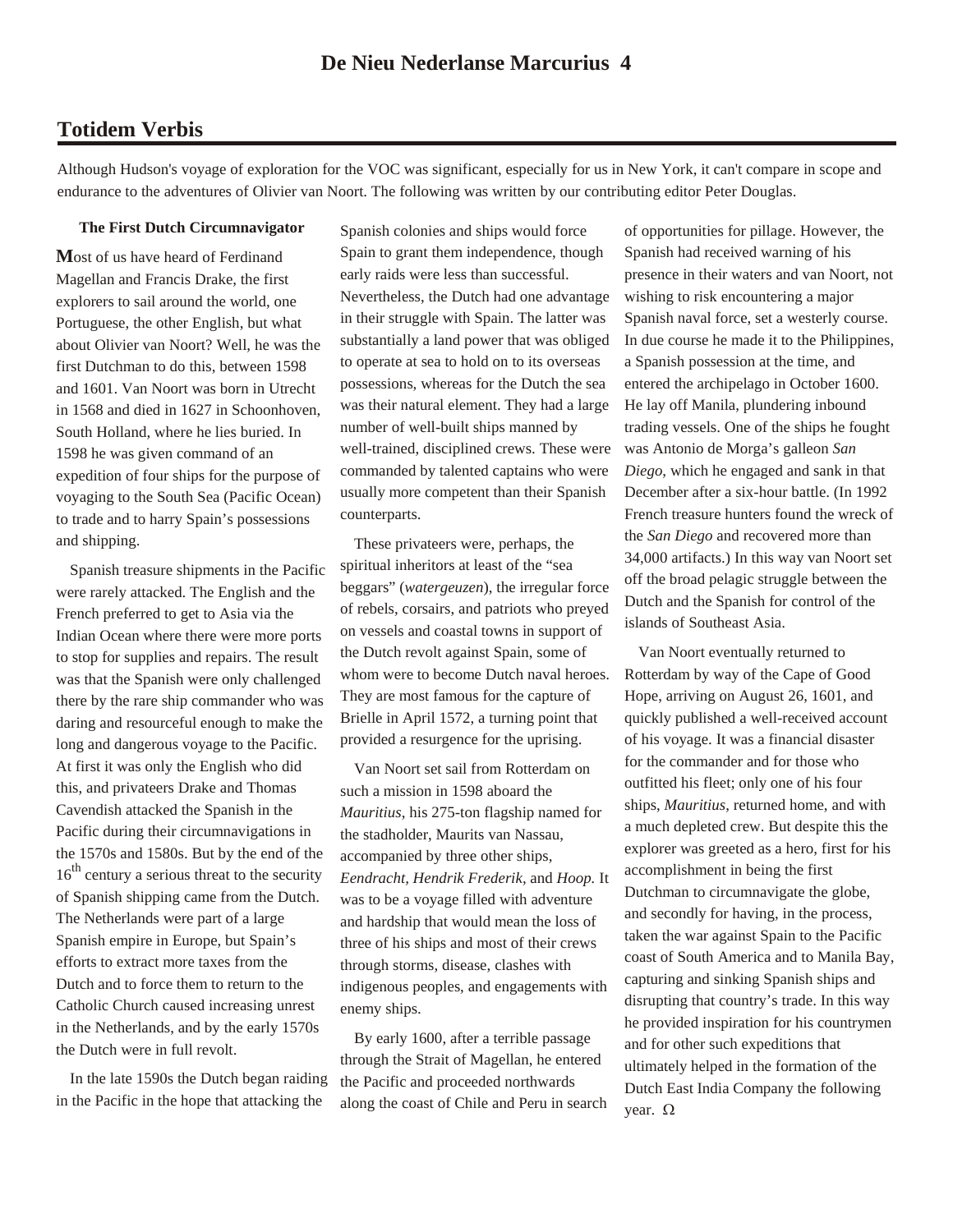## Totidem Verbis

Although Hudson's voyage of exploration for the VOC was significant, especially for us in New York, it can't compare in scope and endurance to the adventures of Olivier van Noort. The following was written by our contributing editor Peter Douglas.

### The First Dutch Circumnavigator

**M**ost of us have heard of Ferdinand Magellan and Francis Drake, the first explorers to sail around the world, one Portuguese, the other English, but what about Olivier van Noort? Well, he was the first Dutchman to do this, between 1598 and 1601. Van Noort was born in Utrecht in 1568 and died in 1627 in Schoonhoven, South Holland, where he lies buried. In 1598 he was given command of an expedition of four ships for the purpose of voyaging to the South Sea (Pacific Ocean) to trade and to harry Spain's possessions and shipping.

Spanish treasure shipments in the Pacific were rarely attacked. The English and the French preferred to get to Asia via the Indian Ocean where there were more ports to stop for supplies and repairs. The result was that the Spanish were only challenged there by the rare ship commander who was daring and resourceful enough to make the long and dangerous voyage to the Pacific. At first it was only the English who did this, and privateers Drake and Thomas Cavendish attacked the Spanish in the Pacific during their circumnavigations in the 1570s and 1580s. But by the end of the 16th century a serious threat to the security of Spanish shipping came from the Dutch. The Netherlands were part of a large Spanish empire in Europe, but Spain's efforts to extract more taxes from the Dutch and to force them to return to the Catholic Church caused increasing unrest in the Netherlands, and by the early 1570s the Dutch were in full revolt.

In the late 1590s the Dutch began raiding in the Pacific in the hope that attacking the Spanish colonies and ships would force Spain to grant them independence, though early raids were less than successful. Nevertheless, the Dutch had one advantage in their struggle with Spain. The latter was substantially a land power that was obliged to operate at sea to hold on to its overseas possessions, whereas for the Dutch the sea was their natural element. They had a large number of well-built ships manned by well-trained, disciplined crews. These were commanded by talented captains who were usually more competent than their Spanish counterparts.

These privateers were, perhaps, the spiritual inheritors at least of the "sea beggars" (*watergeuzen*), the irregular force of rebels, corsairs, and patriots who preyed on vessels and coastal towns in support of the Dutch revolt against Spain, some of whom were to become Dutch naval heroes. They are most famous for the capture of Brielle in April 1572, a turning point that provided a resurgence for the uprising.

Van Noort set sail from Rotterdam on such a mission in 1598 aboard the *Mauritius*, his 275-ton flagship named for the stadholder, Maurits van Nassau, accompanied by three other ships, *Eendracht, Hendrik Frederik*, and *Hoop.* It was to be a voyage filled with adventure and hardship that would mean the loss of three of his ships and most of their crews through storms, disease, clashes with indigenous peoples, and engagements with enemy ships.

By early 1600, after a terrible passage through the Strait of Magellan, he entered the Pacific and proceeded northwards along the coast of Chile and Peru in search of opportunities for pillage. However, the Spanish had received warning of his presence in their waters and van Noort, not wishing to risk encountering a major Spanish naval force, set a westerly course. In due course he made it to the Philippines, a Spanish possession at the time, and entered the archipelago in October 1600. He lay off Manila, plundering inbound trading vessels. One of the ships he fought was Antonio de Morga's galleon *San Diego*, which he engaged and sank in that December after a six-hour battle. (In 1992 French treasure hunters found the wreck of the *San Diego* and recovered more than 34,000 artifacts.) In this way van Noort set off the broad pelagic struggle between the Dutch and the Spanish for control of the islands of Southeast Asia.

Van Noort eventually returned to Rotterdam by way of the Cape of Good Hope, arriving on August 26, 1601, and quickly published a well-received account of his voyage. It was a financial disaster for the commander and for those who outfitted his fleet; only one of his four ships, *Mauritius*, returned home, and with a much depleted crew. But despite this the explorer was greeted as a hero, first for his accomplishment in being the first Dutchman to circumnavigate the globe, and secondly for having, in the process, taken the war against Spain to the Pacific coast of South America and to Manila Bay, capturing and sinking Spanish ships and disrupting that country's trade. In this way he provided inspiration for his countrymen and for other such expeditions that ultimately helped in the formation of the Dutch East India Company the following year. Ω